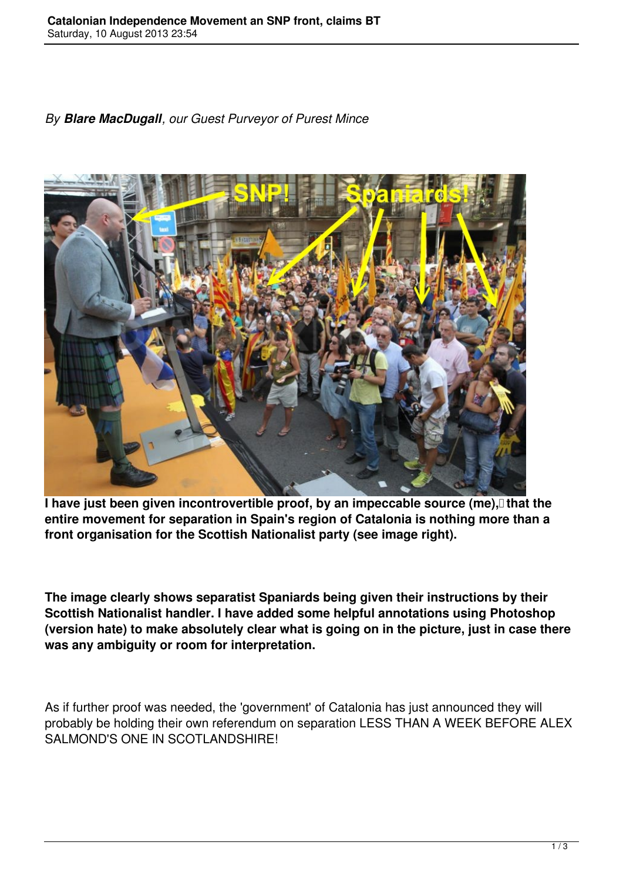*By **Blare MacDugall**, our Guest Purveyor of Purest Mince*

**I have just been given incontrovertible proof, by an impeccable source (me), that the entire movement for separation in Spain's region of Catalonia is nothing more than a front organisation for the Scottish Nationalist party (see image right).**

**The image clearly shows separatist Spaniards being given their instructions by their Scottish Nationalist handler. I have added some helpful annotations using Photoshop (version hate) to make absolutely clear what is going on in the picture, just in case there was any ambiguity or room for interpretation.**

As if further proof was needed, the 'government' of Catalonia has just announced they will probably be holding their own referendum on separation LESS THAN A WEEK BEFORE ALEX SALMOND'S ONE IN SCOTLANDSHIRE!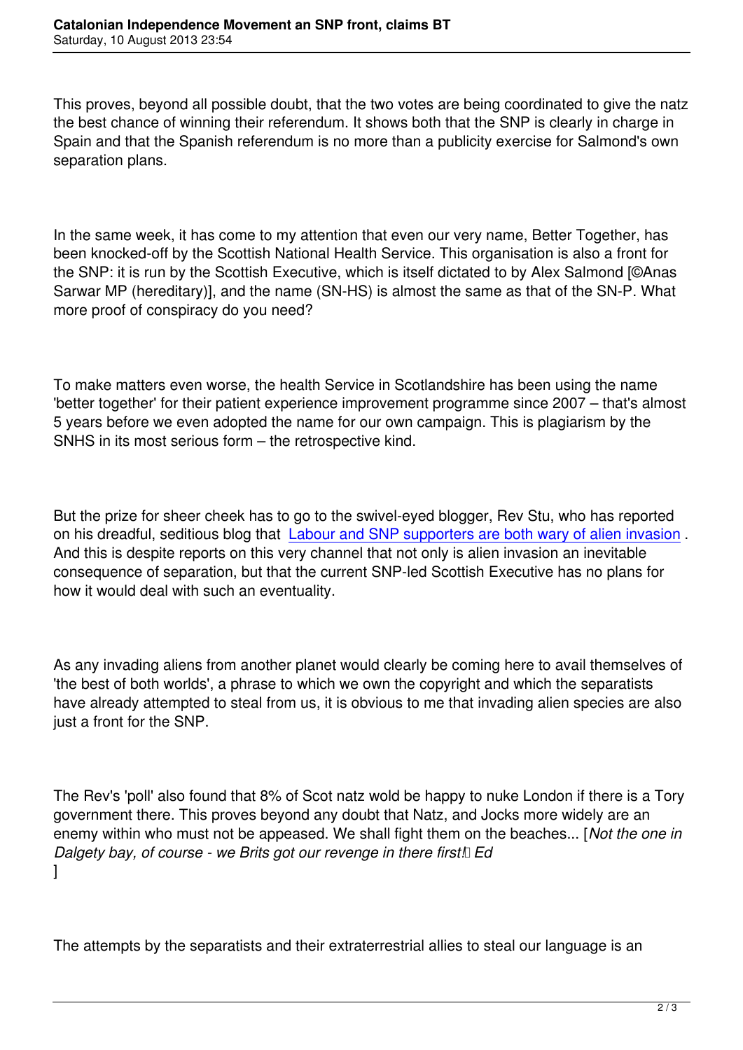This proves, beyond all possible doubt, that the two votes are being coordinated to give the natz the best chance of winning their referendum. It shows both that the SNP is clearly in charge in Spain and that the Spanish referendum is no more than a publicity exercise for Salmond's own separation plans.

In the same week, it has come to my attention that even our very name, Better Together, has been knocked-off by the Scottish National Health Service. This organisation is also a front for the SNP: it is run by the Scottish Executive, which is itself dictated to by Alex Salmond [©Anas Sarwar MP (hereditary)], and the name (SN-HS) is almost the same as that of the SN-P. What more proof of conspiracy do you need?

To make matters even worse, the health Service in Scotlandshire has been using the name 'better together' for their patient experience improvement programme since 2007 – that's almost 5 years before we even adopted the name for our own campaign. This is plagiarism by the SNHS in its most serious form – the retrospective kind.

But the prize for sheer cheek has to go to the swivel-eyed blogger, Rev Stu, who has reported on his dreadful, seditious blog that Labour and SNP supporters are both wary of alien invasion . And this is despite reports on this very channel that not only is alien invasion an inevitable consequence of separation, but that the current SNP-led Scottish Executive has no plans for how it would deal with such an eventuality.

As any invading aliens from another planet would clearly be coming here to avail themselves of 'the best of both worlds', a phrase to which we own the copyright and which the separatists have already attempted to steal from us, it is obvious to me that invading alien species are also just a front for the SNP.

The Rev's 'poll' also found that 8% of Scot natz wold be happy to nuke London if there is a Tory government there. This proves beyond any doubt that Natz, and Jocks more widely are an enemy within who must not be appeased. We shall fight them on the beaches... [*Not the one in Dalgety bay, of course - we Brits got our revenge in there first! Ed*
]

The attempts by the separatists and their extraterrestrial allies to steal our language is an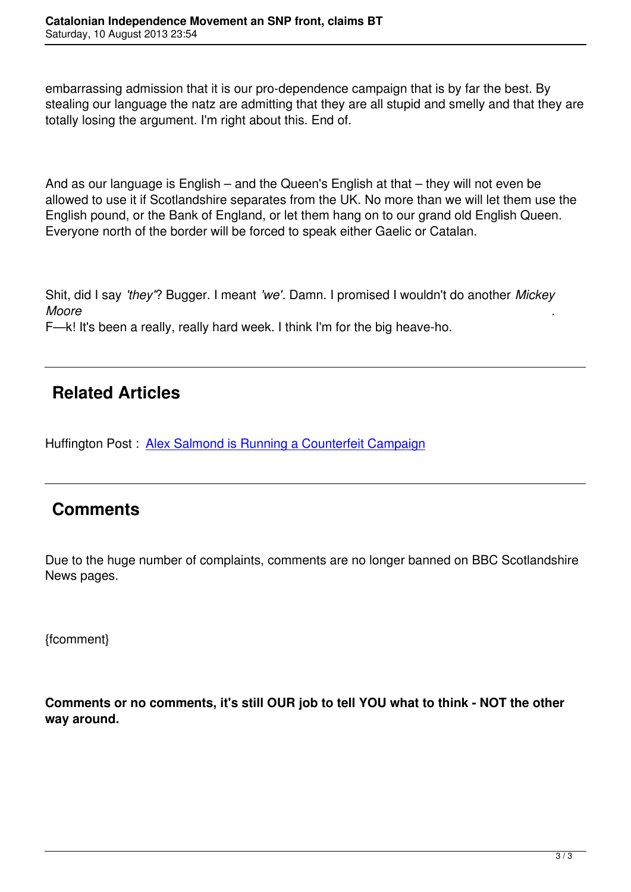embarrassing admission that it is our pro-dependence campaign that is by far the best. By stealing our language the natz are admitting that they are all stupid and smelly and that they are totally losing the argument. I'm right about this. End of.

And as our language is English – and the Queen's English at that – they will not even be allowed to use it if Scotlandshire separates from the UK. No more than we will let them use the English pound, or the Bank of England, or let them hang on to our grand old English Queen. Everyone north of the border will be forced to speak either Gaelic or Catalan.

Shit, did I say *'they'*? Bugger. I meant *'we'*. Damn. I promised I wouldn't do another *Mickey Moore*.
F—k! It's been a really, really hard week. I think I'm for the big heave-ho.

---

## Related Articles

Huffington Post : [Alex Salmond is Running a Counterfeit Campaign]()

---

## Comments

Due to the huge number of complaints, comments are no longer banned on BBC Scotlandshire News pages.

{fcomment}

**Comments or no comments, it's still OUR job to tell YOU what to think - NOT the other way around.**